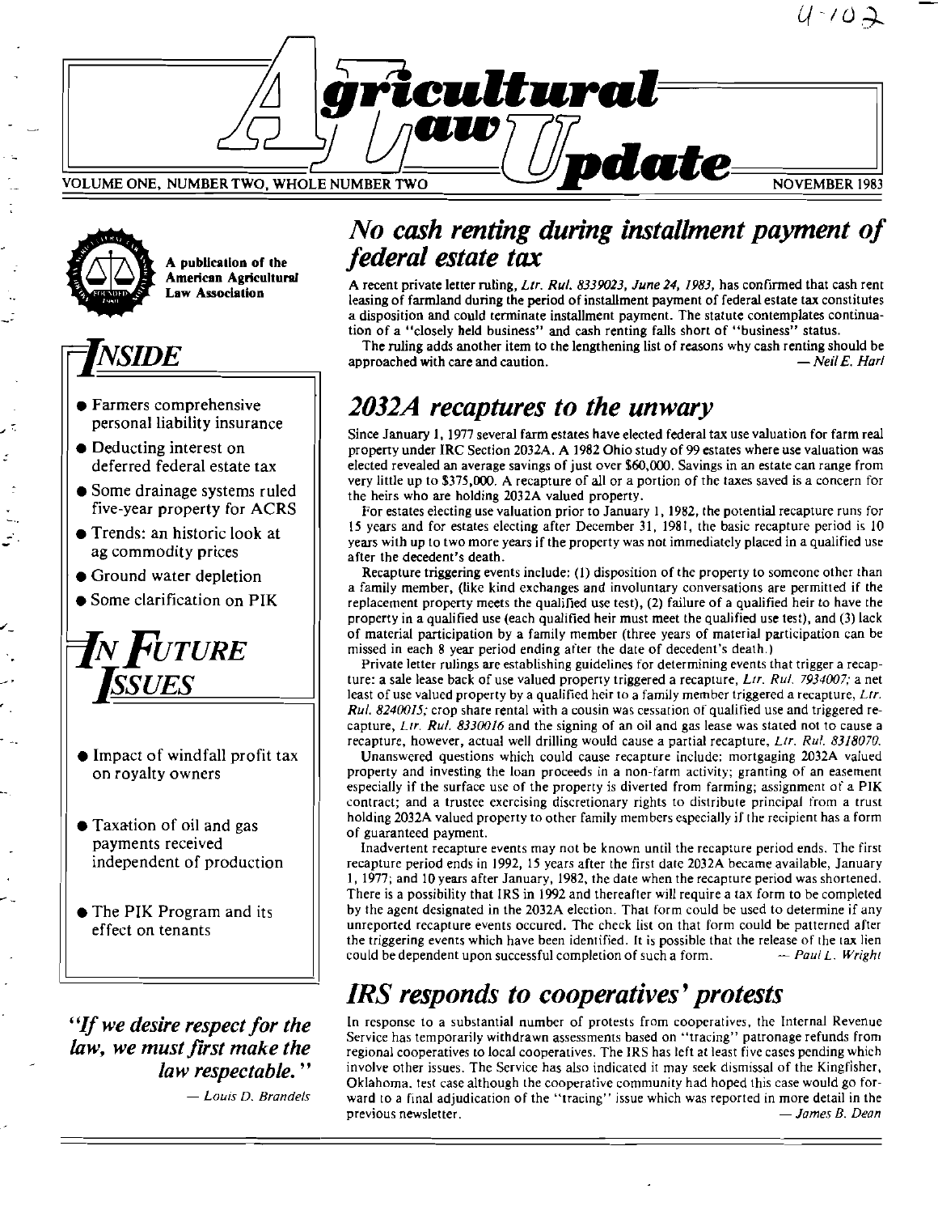# Agricultural Law Update

VOLUME ONE, NUMBER TWO, WHOLE NUMBER TWO — NOVEMBER 1983

A publication of the American Agricultural Law Association

## INSIDE

- Farmers comprehensive personal liability insurance
- Deducting interest on deferred federal estate tax
- Some drainage systems ruled five-year property for ACRS
- Trends: an historic look at ag commodity prices
- Ground water depletion
- Some clarification on PIK

## IN FUTURE ISSUES

- Impact of windfall profit tax on royalty owners
- Taxation of oil and gas payments received independent of production
- The PIK Program and its effect on tenants

*"If we desire respect for the law, we must first make the law respectable."*

— *Louis D. Brandeis*

## No cash renting during installment payment of federal estate tax

A recent private letter ruling, *Ltr. Rul. 8339023, June 24, 1983,* has confirmed that cash rent leasing of farmland during the period of installment payment of federal estate tax constitutes a disposition and could terminate installment payment. The statute contemplates continuation of a "closely held business" and cash renting falls short of "business" status.

The ruling adds another item to the lengthening list of reasons why cash renting should be approached with care and caution. — *Neil E. Harl*

## 2032A recaptures to the unwary

Since January 1, 1977 several farm estates have elected federal tax use valuation for farm real property under IRC Section 2032A. A 1982 Ohio study of 99 estates where use valuation was elected revealed an average savings of just over $60,000. Savings in an estate can range from very little up to $375,000. A recapture of all or a portion of the taxes saved is a concern for the heirs who are holding 2032A valued property.

For estates electing use valuation prior to January 1, 1982, the potential recapture runs for 15 years and for estates electing after December 31, 1981, the basic recapture period is 10 years with up to two more years if the property was not immediately placed in a qualified use after the decedent's death.

Recapture triggering events include: (1) disposition of the property to someone other than a family member, (like kind exchanges and involuntary conversations are permitted if the replacement property meets the qualified use test), (2) failure of a qualified heir to have the property in a qualified use (each qualified heir must meet the qualified use test), and (3) lack of material participation by a family member (three years of material participation can be missed in each 8 year period ending after the date of decedent's death.)

Private letter rulings are establishing guidelines for determining events that trigger a recapture: a sale lease back of use valued property triggered a recapture, *Ltr. Rul. 7934007;* a net least of use valued property by a qualified heir to a family member triggered a recapture, *Ltr. Rul. 8240015;* crop share rental with a cousin was cessation of qualified use and triggered recapture, *Ltr. Rul. 8330016* and the signing of an oil and gas lease was stated not to cause a recapture, however, actual well drilling would cause a partial recapture, *Ltr. Rul. 8318070.*

Unanswered questions which could cause recapture include: mortgaging 2032A valued property and investing the loan proceeds in a non-farm activity; granting of an easement especially if the surface use of the property is diverted from farming; assignment of a PIK contract; and a trustee exercising discretionary rights to distribute principal from a trust holding 2032A valued property to other family members especially if the recipient has a form of guaranteed payment.

Inadvertent recapture events may not be known until the recapture period ends. The first recapture period ends in 1992, 15 years after the first date 2032A became available, January 1, 1977; and 10 years after January, 1982, the date when the recapture period was shortened. There is a possibility that IRS in 1992 and thereafter will require a tax form to be completed by the agent designated in the 2032A election. That form could be used to determine if any unreported recapture events occured. The check list on that form could be patterned after the triggering events which have been identified. It is possible that the release of the tax lien could be dependent upon successful completion of such a form. — *Paul L. Wright*

## IRS responds to cooperatives' protests

In response to a substantial number of protests from cooperatives, the Internal Revenue Service has temporarily withdrawn assessments based on "tracing" patronage refunds from regional cooperatives to local cooperatives. The IRS has left at least five cases pending which involve other issues. The Service has also indicated it may seek dismissal of the Kingfisher, Oklahoma, test case although the cooperative community had hoped this case would go forward to a final adjudication of the "tracing" issue which was reported in more detail in the previous newsletter. — *James B. Dean*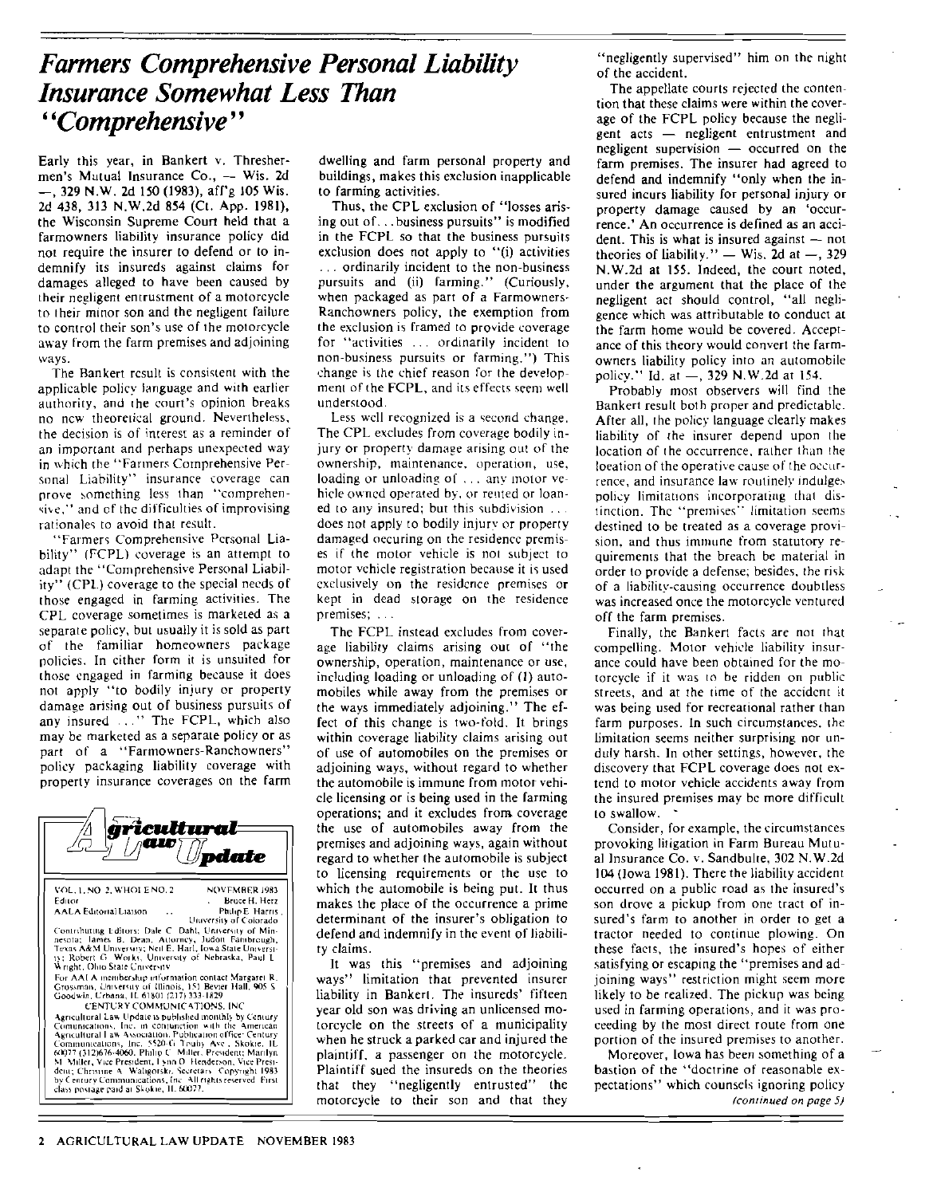# *Farmers Comprehensive Personal Liability Insurance Somewhat Less Than "Comprehensive"*

Early this year, in Bankert v. Threshermen's Mutual Insurance Co., — Wis. 2d —, 329 N.W. 2d 150 (1983), aff'g 105 Wis. 2d 438, 313 N.W.2d 854 (Ct. App. 1981), the Wisconsin Supreme Court held that a farmowners liability insurance policy did not require the insurer to defend or to indemnify its insureds against claims for damages alleged to have been caused by their negligent entrustment of a motorcycle to their minor son and the negligent failure to control their son's use of the motorcycle away from the farm premises and adjoining ways.

The Bankert result is consistent with the applicable policy language and with earlier authority, and the court's opinion breaks no new theoretical ground. Nevertheless, the decision is of interest as a reminder of an important and perhaps unexpected way in which the "Farmers Comprehensive Personal Liability" insurance coverage can prove something less than "comprehensive," and of the difficulties of improvising rationales to avoid that result.

"Farmers Comprehensive Personal Liability" (FCPL) coverage is an attempt to adapt the "Comprehensive Personal Liability" (CPL) coverage to the special needs of those engaged in farming activities. The CPL coverage sometimes is marketed as a separate policy, but usually it is sold as part of the familiar homeowners package policies. In either form it is unsuited for those engaged in farming because it does not apply "to bodily injury or property damage arising out of business pursuits of any insured . . ." The FCPL, which also may be marketed as a separate policy or as part of a "Farmowners-Ranchowners" policy packaging liability coverage with property insurance coverages on the farm dwelling and farm personal property and buildings, makes this exclusion inapplicable to farming activities.

Thus, the CPL exclusion of "losses arising out of. . . business pursuits" is modified in the FCPL so that the business pursuits exclusion does not apply to "(i) activities . . . ordinarily incident to the non-business pursuits and (ii) farming." (Curiously, when packaged as part of a Farmowners-Ranchowners policy, the exemption from the exclusion is framed to provide coverage for "activities . . . ordinarily incident to non-business pursuits or farming.") This change is the chief reason for the development of the FCPL, and its effects seem well understood.

Less well recognized is a second change. The CPL excludes from coverage bodily injury or property damage arising out of the ownership, maintenance, operation, use, loading or unloading of . . . any motor vehicle owned operated by, or rented or loaned to any insured; but this subdivision . . . does not apply to bodily injury or property damaged occuring on the residence premises if the motor vehicle is not subject to motor vehicle registration because it is used exclusively on the residence premises or kept in dead storage on the residence premises; . . .

The FCPL instead excludes from coverage liability claims arising out of "the ownership, operation, maintenance or use, including loading or unloading of (1) automobiles while away from the premises or the ways immediately adjoining." The effect of this change is two-fold. It brings within coverage liability claims arising out of use of automobiles on the premises or adjoining ways, without regard to whether the automobile is immune from motor vehicle licensing or is being used in the farming operations; and it excludes from coverage the use of automobiles away from the premises and adjoining ways, again without regard to whether the automobile is subject to licensing requirements or the use to which the automobile is being put. It thus makes the place of the occurrence a prime determinant of the insurer's obligation to defend and indemnify in the event of liability claims.

It was this "premises and adjoining ways" limitation that prevented insurer liability in Bankert. The insureds' fifteen year old son was driving an unlicensed motorcycle on the streets of a municipality when he struck a parked car and injured the plaintiff, a passenger on the motorcycle. Plaintiff sued the insureds on the theories that they "negligently entrusted" the motorcycle to their son and that they "negligently supervised" him on the night of the accident.

The appellate courts rejected the contention that these claims were within the coverage of the FCPL policy because the negligent acts — negligent entrustment and negligent supervision — occurred on the farm premises. The insurer had agreed to defend and indemnify "only when the insured incurs liability for personal injury or property damage caused by an 'occurrence.' An occurrence is defined as an accident. This is what is insured against — not theories of liability." — Wis. 2d at —, 329 N.W.2d at 155. Indeed, the court noted, under the argument that the place of the negligent act should control, "all negligence which was attributable to conduct at the farm home would be covered. Acceptance of this theory would convert the farmowners liability policy into an automobile policy." Id. at —, 329 N.W.2d at 154.

Probably most observers will find the Bankert result both proper and predictable. After all, the policy language clearly makes liability of the insurer depend upon the location of the occurrence, rather than the location of the operative cause of the occurrence, and insurance law routinely indulges policy limitations incorporating that distinction. The "premises" limitation seems destined to be treated as a coverage provision, and thus immune from statutory requirements that the breach be material in order to provide a defense; besides, the risk of a liability-causing occurrence doubtless was increased once the motorcycle ventured off the farm premises.

Finally, the Bankert facts are not that compelling. Motor vehicle liability insurance could have been obtained for the motorcycle if it was to be ridden on public streets, and at the time of the accident it was being used for recreational rather than farm purposes. In such circumstances, the limitation seems neither surprising nor unduly harsh. In other settings, however, the discovery that FCPL coverage does not extend to motor vehicle accidents away from the insured premises may be more difficult to swallow.

Consider, for example, the circumstances provoking litigation in Farm Bureau Mutual Insurance Co. v. Sandbulte, 302 N.W.2d 104 (Iowa 1981). There the liability accident occurred on a public road as the insured's son drove a pickup from one tract of insured's farm to another in order to get a tractor needed to continue plowing. On these facts, the insured's hopes of either satisfying or escaping the "premises and adjoining ways" restriction might seem more likely to be realized. The pickup was being used in farming operations, and it was proceeding by the most direct route from one portion of the insured premises to another.

Moreover, Iowa has been something of a bastion of the "doctrine of reasonable expectations" which counsels ignoring policy

*(continued on page 5)*

---

**Agricultural Law Update**

VOL. 1, NO. 2, WHOLE NO. 2 — NOVEMBER 1983

Editor — Bruce H. Herz

AALA Editorial Liaison — Philip E. Harris, University of Colorado

Contributing Editors: Dale C. Dahl, University of Minnesota; James B. Dean, Attorney; Judon Fambrough, Texas A&M University; Neil E. Harl, Iowa State University; Robert G. Works, University of Nebraska; Paul L. Wright, Ohio State University

For AALA membership information contact Margaret R. Grossman, University of Illinois, 151 Bevier Hall, 905 S. Goodwin, Urbana, IL 61801 (217) 333-1829

CENTURY COMMUNICATIONS, INC

Agricultural Law Update is published monthly by Century Communications, Inc. in conjunction with the American Agricultural Law Association. Publication office: Century Communications, Inc. 5520-G Touhy Ave., Skokie, IL 60077 (312)676-4060. Philip C. Miller, President; Marilyn M. Miller, Vice President; Lynn O. Henderson, Vice President; Christine A. Waligorski, Secretary. Copyright 1983 by Century Communications, Inc. All rights reserved. First class postage paid at Skokie, IL 60077.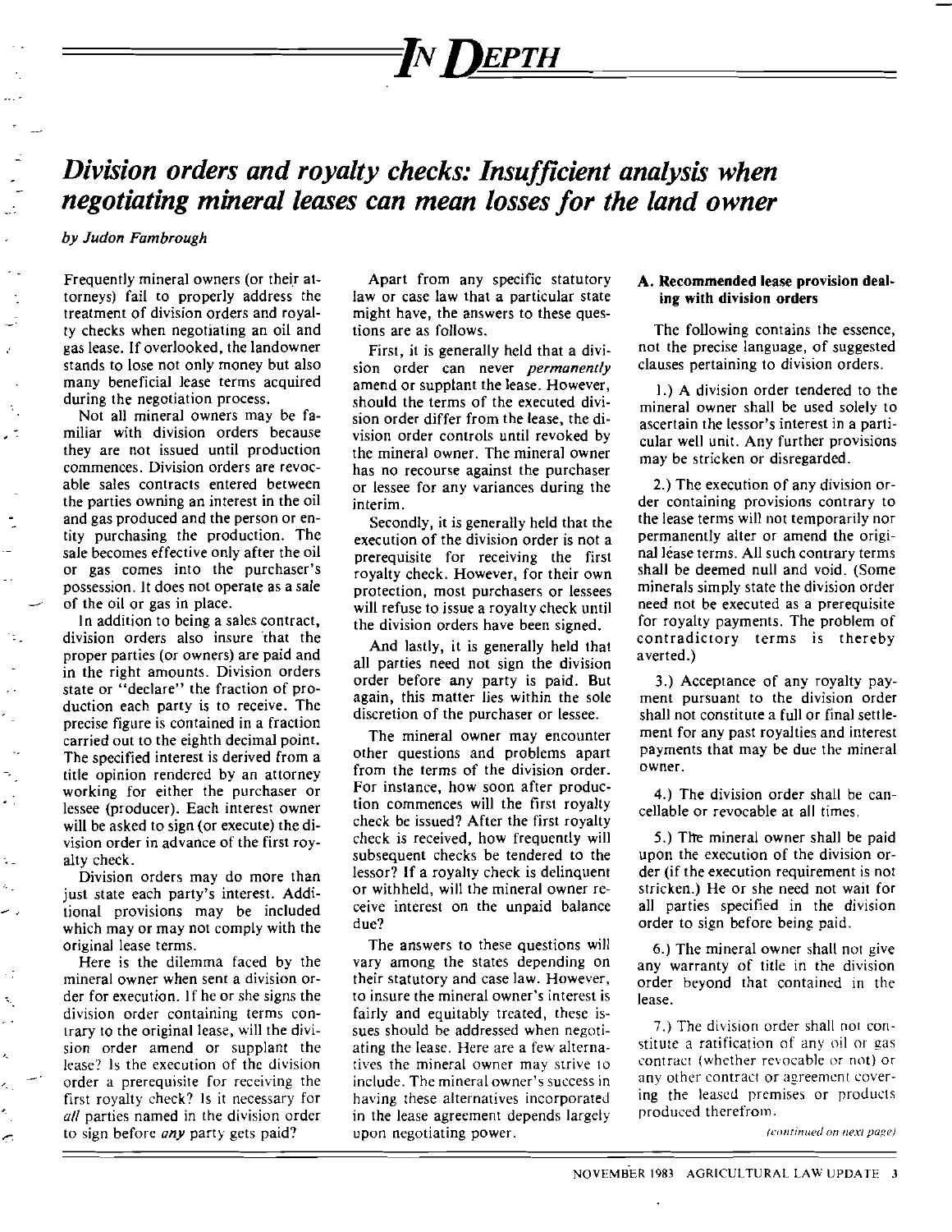# IN DEPTH

## *Division orders and royalty checks: Insufficient analysis when negotiating mineral leases can mean losses for the land owner*

*by Judon Fambrough*

Frequently mineral owners (or their attorneys) fail to properly address the treatment of division orders and royalty checks when negotiating an oil and gas lease. If overlooked, the landowner stands to lose not only money but also many beneficial lease terms acquired during the negotiation process.

Not all mineral owners may be familiar with division orders because they are not issued until production commences. Division orders are revocable sales contracts entered between the parties owning an interest in the oil and gas produced and the person or entity purchasing the production. The sale becomes effective only after the oil or gas comes into the purchaser's possession. It does not operate as a sale of the oil or gas in place.

In addition to being a sales contract, division orders also insure that the proper parties (or owners) are paid and in the right amounts. Division orders state or "declare" the fraction of production each party is to receive. The precise figure is contained in a fraction carried out to the eighth decimal point. The specified interest is derived from a title opinion rendered by an attorney working for either the purchaser or lessee (producer). Each interest owner will be asked to sign (or execute) the division order in advance of the first royalty check.

Division orders may do more than just state each party's interest. Additional provisions may be included which may or may not comply with the original lease terms.

Here is the dilemma faced by the mineral owner when sent a division order for execution. If he or she signs the division order containing terms contrary to the original lease, will the division order amend or supplant the lease? Is the execution of the division order a prerequisite for receiving the first royalty check? Is it necessary for *all* parties named in the division order to sign before *any* party gets paid?

Apart from any specific statutory law or case law that a particular state might have, the answers to these questions are as follows.

First, it is generally held that a division order can never *permanently* amend or supplant the lease. However, should the terms of the executed division order differ from the lease, the division order controls until revoked by the mineral owner. The mineral owner has no recourse against the purchaser or lessee for any variances during the interim.

Secondly, it is generally held that the execution of the division order is not a prerequisite for receiving the first royalty check. However, for their own protection, most purchasers or lessees will refuse to issue a royalty check until the division orders have been signed.

And lastly, it is generally held that all parties need not sign the division order before any party is paid. But again, this matter lies within the sole discretion of the purchaser or lessee.

The mineral owner may encounter other questions and problems apart from the terms of the division order. For instance, how soon after production commences will the first royalty check be issued? After the first royalty check is received, how frequently will subsequent checks be tendered to the lessor? If a royalty check is delinquent or withheld, will the mineral owner receive interest on the unpaid balance due?

The answers to these questions will vary among the states depending on their statutory and case law. However, to insure the mineral owner's interest is fairly and equitably treated, these issues should be addressed when negotiating the lease. Here are a few alternatives the mineral owner may strive to include. The mineral owner's success in having these alternatives incorporated in the lease agreement depends largely upon negotiating power.

### A. Recommended lease provision dealing with division orders

The following contains the essence, not the precise language, of suggested clauses pertaining to division orders.

1.) A division order tendered to the mineral owner shall be used solely to ascertain the lessor's interest in a particular well unit. Any further provisions may be stricken or disregarded.

2.) The execution of any division order containing provisions contrary to the lease terms will not temporarily nor permanently alter or amend the original lease terms. All such contrary terms shall be deemed null and void. (Some minerals simply state the division order need not be executed as a prerequisite for royalty payments. The problem of contradictory terms is thereby averted.)

3.) Acceptance of any royalty payment pursuant to the division order shall not constitute a full or final settlement for any past royalties and interest payments that may be due the mineral owner.

4.) The division order shall be cancellable or revocable at all times.

5.) The mineral owner shall be paid upon the execution of the division order (if the execution requirement is not stricken.) He or she need not wait for all parties specified in the division order to sign before being paid.

6.) The mineral owner shall not give any warranty of title in the division order beyond that contained in the lease.

7.) The division order shall not constitute a ratification of any oil or gas contract (whether revocable or not) or any other contract or agreement covering the leased premises or products produced therefrom.

*(continued on next page)*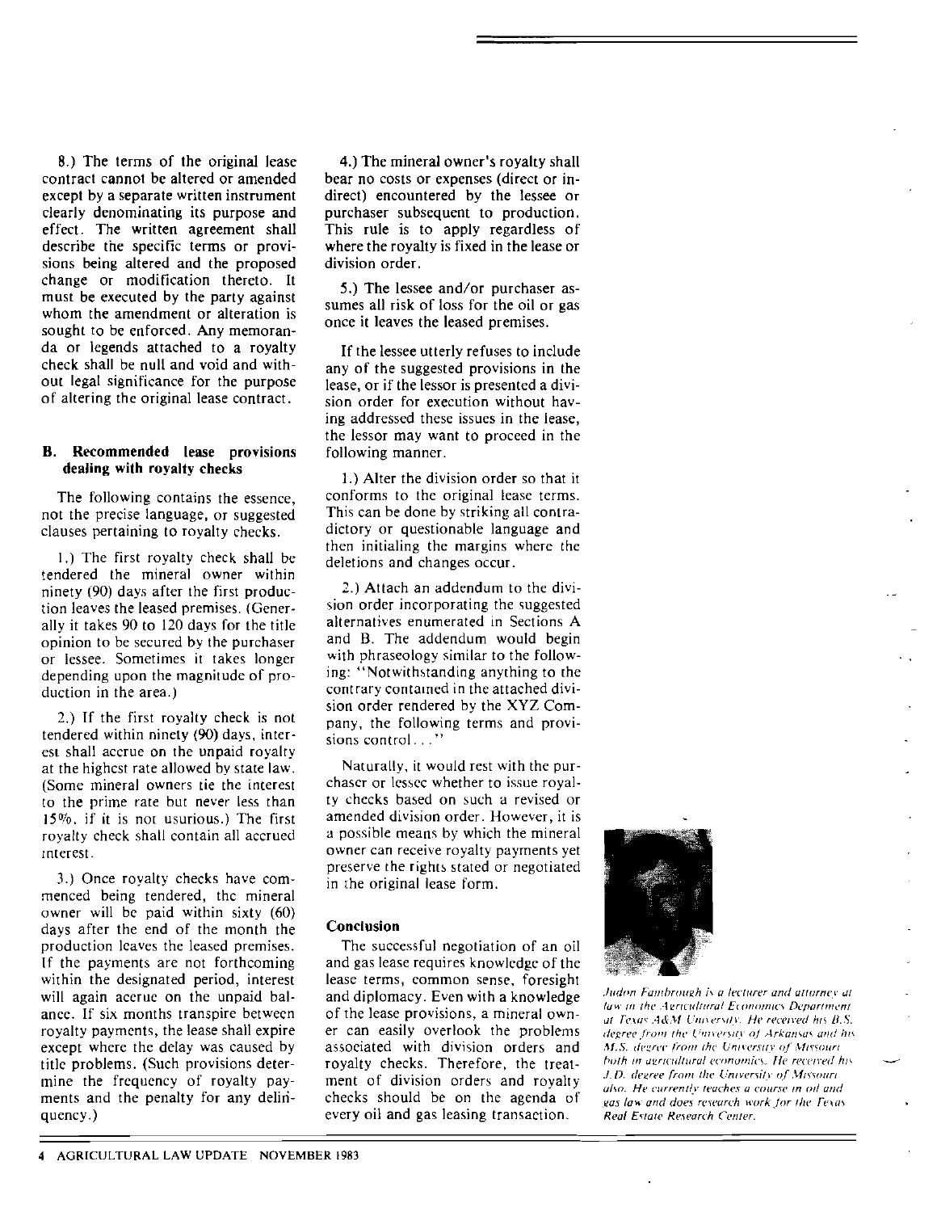8.) The terms of the original lease contract cannot be altered or amended except by a separate written instrument clearly denominating its purpose and effect. The written agreement shall describe the specific terms or provisions being altered and the proposed change or modification thereto. It must be executed by the party against whom the amendment or alteration is sought to be enforced. Any memoranda or legends attached to a royalty check shall be null and void and without legal significance for the purpose of altering the original lease contract.

### B. Recommended lease provisions dealing with royalty checks

The following contains the essence, not the precise language, or suggested clauses pertaining to royalty checks.

1.) The first royalty check shall be tendered the mineral owner within ninety (90) days after the first production leaves the leased premises. (Generally it takes 90 to 120 days for the title opinion to be secured by the purchaser or lessee. Sometimes it takes longer depending upon the magnitude of production in the area.)

2.) If the first royalty check is not tendered within ninety (90) days, interest shall accrue on the unpaid royalty at the highest rate allowed by state law. (Some mineral owners tie the interest to the prime rate but never less than 15%, if it is not usurious.) The first royalty check shall contain all accrued interest.

3.) Once royalty checks have commenced being tendered, the mineral owner will be paid within sixty (60) days after the end of the month the production leaves the leased premises. If the payments are not forthcoming within the designated period, interest will again accrue on the unpaid balance. If six months transpire between royalty payments, the lease shall expire except where the delay was caused by title problems. (Such provisions determine the frequency of royalty payments and the penalty for any delinquency.)

4.) The mineral owner's royalty shall bear no costs or expenses (direct or indirect) encountered by the lessee or purchaser subsequent to production. This rule is to apply regardless of where the royalty is fixed in the lease or division order.

5.) The lessee and/or purchaser assumes all risk of loss for the oil or gas once it leaves the leased premises.

If the lessee utterly refuses to include any of the suggested provisions in the lease, or if the lessor is presented a division order for execution without having addressed these issues in the lease, the lessor may want to proceed in the following manner.

1.) Alter the division order so that it conforms to the original lease terms. This can be done by striking all contradictory or questionable language and then initialing the margins where the deletions and changes occur.

2.) Attach an addendum to the division order incorporating the suggested alternatives enumerated in Sections A and B. The addendum would begin with phraseology similar to the following: "Notwithstanding anything to the contrary contained in the attached division order rendered by the XYZ Company, the following terms and provisions control. . ."

Naturally, it would rest with the purchaser or lessee whether to issue royalty checks based on such a revised or amended division order. However, it is a possible means by which the mineral owner can receive royalty payments yet preserve the rights stated or negotiated in the original lease form.

### Conclusion

The successful negotiation of an oil and gas lease requires knowledge of the lease terms, common sense, foresight and diplomacy. Even with a knowledge of the lease provisions, a mineral owner can easily overlook the problems associated with division orders and royalty checks. Therefore, the treatment of division orders and royalty checks should be on the agenda of every oil and gas leasing transaction.

*Judon Fambrough is a lecturer and attorney at law in the Agricultural Economics Department at Texas A&M University. He received his B.S. degree from the University of Arkansas and his M.S. degree from the University of Missouri both in agricultural economics. He received his J.D. degree from the University of Missouri also. He currently teaches a course in oil and gas law and does research work for the Texas Real Estate Research Center.*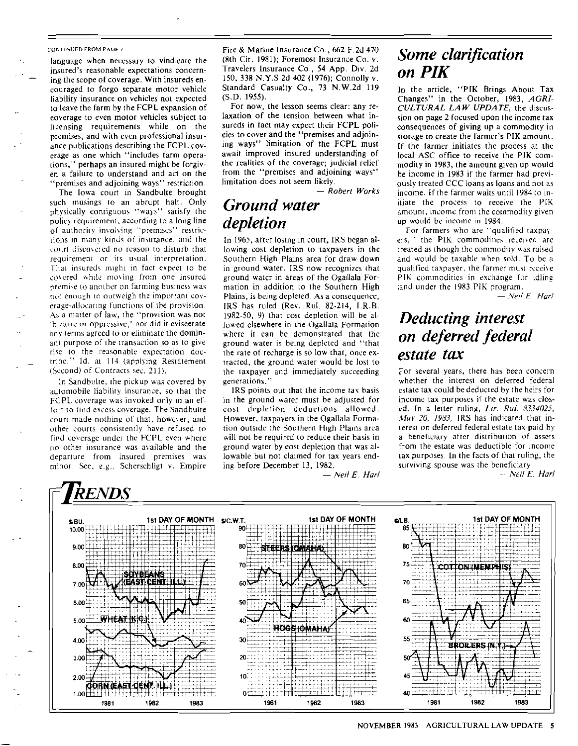CONTINUED FROM PAGE 2

language when necessary to vindicate the insured's reasonable expectations concerning the scope of coverage. With insureds encouraged to forgo separate motor vehicle liability insurance on vehicles not expected to leave the farm by the FCPL expansion of coverage to even motor vehicles subject to licensing requirements while on the premises, and with even professional insurance publications describing the FCPL coverage as one which "includes farm operations," perhaps an insured might be forgiven a failure to understand and act on the "premises and adjoining ways" restriction.

The Iowa court in Sandbulte brought such musings to an abrupt halt. Only physically contiguous "ways" satisfy the policy requirement, according to a long line of authority involving "premises" restrictions in many kinds of insurance, and the court discovered no reason to disturb that requirement or its usual interpretation. That insureds might in fact expect to be covered while moving from one insured premise to another on farming business was not enough to outweigh the important coverage-allocating functions of the provision. As a matter of law, the "provision was not 'bizarre or oppressive,' nor did it eviscerate any terms agreed to or eliminate the dominant purpose of the transaction so as to give rise to the reasonable expectation doctrine." Id. at 114 (applying Restatement (Second) of Contracts sec. 211).

In Sandbulte, the pickup was covered by automobile liability insurance, so that the FCPL coverage was invoked only in an effort to find excess coverage. The Sandbulte court made nothing of that, however, and other courts consistently have refused to find coverage under the FCPL even where no other insurance was available and the departure from insured premises was minor. See, e.g., Scherschligt v. Empire Fire & Marine Insurance Co., 662 F.2d 470 (8th Cir. 1981); Foremost Insurance Co. v. Travelers Insurance Co., 54 App. Div. 2d 150, 338 N.Y.S.2d 402 (1976); Connolly v. Standard Casualty Co., 73 N.W.2d 119 (S.D. 1955).

For now, the lesson seems clear: any relaxation of the tension between what insureds in fact may expect their FCPL policies to cover and the "premises and adjoining ways" limitation of the FCPL must await improved insured understanding of the realities of the coverage; judicial relief from the "premises and adjoining ways" limitation does not seem likely.

— *Robert Works*

## Ground water depletion

In 1965, after losing in court, IRS began allowing cost depletion to taxpayers in the Southern High Plains area for draw down in ground water. IRS now recognizes that ground water in areas of the Ogallala Formation in addition to the Southern High Plains, is being depleted. As a consequence, IRS has ruled (Rev. Rul. 82-214, I.R.B. 1982-50, 9) that cost depletion will be allowed elsewhere in the Ogallala Formation where it can be demonstrated that the ground water is being depleted and "that the rate of recharge is so low that, once extracted, the ground water would be lost to the taxpayer and immediately succeeding generations."

IRS points out that the income tax basis in the ground water must be adjusted for cost depletion deductions allowed. However, taxpayers in the Ogallala Formation outside the Southern High Plains area will not be required to reduce their basis in ground water by cost depletion that was allowable but not claimed for tax years ending before December 13, 1982.

— *Neil E. Harl*

## Some clarification on PIK

In the article, "PIK Brings About Tax Changes" in the October, 1983, *AGRICULTURAL LAW UPDATE*, the discussion on page 2 focused upon the income tax consequences of giving up a commodity in storage to create the farmer's PIK amount. If the farmer initiates the process at the local ASC office to receive the PIK commodity in 1983, the amount given up would be income in 1983 if the farmer had previously treated CCC loans as loans and not as income. If the farmer waits until 1984 to initiate the process to receive the PIK amount, income from the commodity given up would be income in 1984.

For farmers who are "qualified taxpayers," the PIK commodities received are treated as though the commodity was raised and would be taxable when sold. To be a qualified taxpayer, the farmer must receive PIK commodities in exchange for idling land under the 1983 PIK program.

— *Neil E. Harl*

## Deducting interest on deferred federal estate tax

For several years, there has been concern whether the interest on deferred federal estate tax could be deducted by the heirs for income tax purposes if the estate was closed. In a letter ruling, *Ltr. Rul. 8334025, May 20, 1983*, IRS has indicated that interest on deferred federal estate tax paid by a beneficiary after distribution of assets from the estate was deductible for income tax purposes. In the facts of that ruling, the surviving spouse was the beneficiary.

— *Neil E. Harl*

## TRENDS

$/BU. — 1st DAY OF MONTH — SOYBEANS (EAST CENT. ILL.); WHEAT (K.C.); CORN (EAST CENT. ILL.) — 1981, 1982, 1983

$/C.W.T. — 1st DAY OF MONTH — STEERS (OMAHA); HOGS (OMAHA) — 1981, 1982, 1983

¢/LB. — 1st DAY OF MONTH — COTTON (MEMPHIS); BROILERS (N.Y.) — 1981, 1982, 1983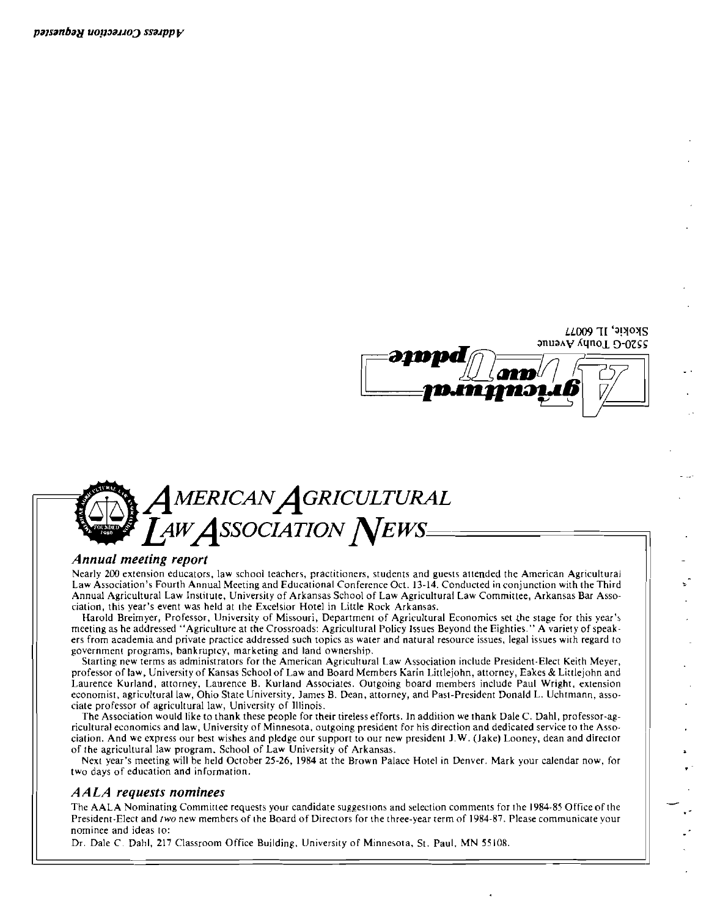Address Correction Requested

Agricultural Law Update

5520-G Touhy Avenue
Skokie, IL 60077

# AMERICAN AGRICULTURAL LAW ASSOCIATION NEWS

### *Annual meeting report*

Nearly 200 extension educators, law school teachers, practitioners, students and guests attended the American Agricultural Law Association's Fourth Annual Meeting and Educational Conference Oct. 13-14. Conducted in conjunction with the Third Annual Agricultural Law Institute, University of Arkansas School of Law Agricultural Law Committee, Arkansas Bar Association, this year's event was held at the Excelsior Hotel in Little Rock Arkansas.

Harold Breimyer, Professor, University of Missouri, Department of Agricultural Economics set the stage for this year's meeting as he addressed "Agriculture at the Crossroads: Agricultural Policy Issues Beyond the Eighties." A variety of speakers from academia and private practice addressed such topics as water and natural resource issues, legal issues with regard to government programs, bankruptcy, marketing and land ownership.

Starting new terms as administrators for the American Agricultural Law Association include President-Elect Keith Meyer, professor of law, University of Kansas School of Law and Board Members Karin Littlejohn, attorney, Eakes & Littlejohn and Laurence Kurland, attorney, Laurence B. Kurland Associates. Outgoing board members include Paul Wright, extension economist, agricultural law, Ohio State University, James B. Dean, attorney, and Past-President Donald L. Uchtmann, associate professor of agricultural law, University of Illinois.

The Association would like to thank these people for their tireless efforts. In addition we thank Dale C. Dahl, professor-agricultural economics and law, University of Minnesota, outgoing president for his direction and dedicated service to the Association. And we express our best wishes and pledge our support to our new president J.W. (Jake) Looney, dean and director of the agricultural law program, School of Law University of Arkansas.

Next year's meeting will be held October 25-26, 1984 at the Brown Palace Hotel in Denver. Mark your calendar now, for two days of education and information.

### *AALA requests nominees*

The AALA Nominating Committee requests your candidate suggestions and selection comments for the 1984-85 Office of the President-Elect and *two* new members of the Board of Directors for the three-year term of 1984-87. Please communicate your nominee and ideas to:

Dr. Dale C. Dahl, 217 Classroom Office Building, University of Minnesota, St. Paul, MN 55108.